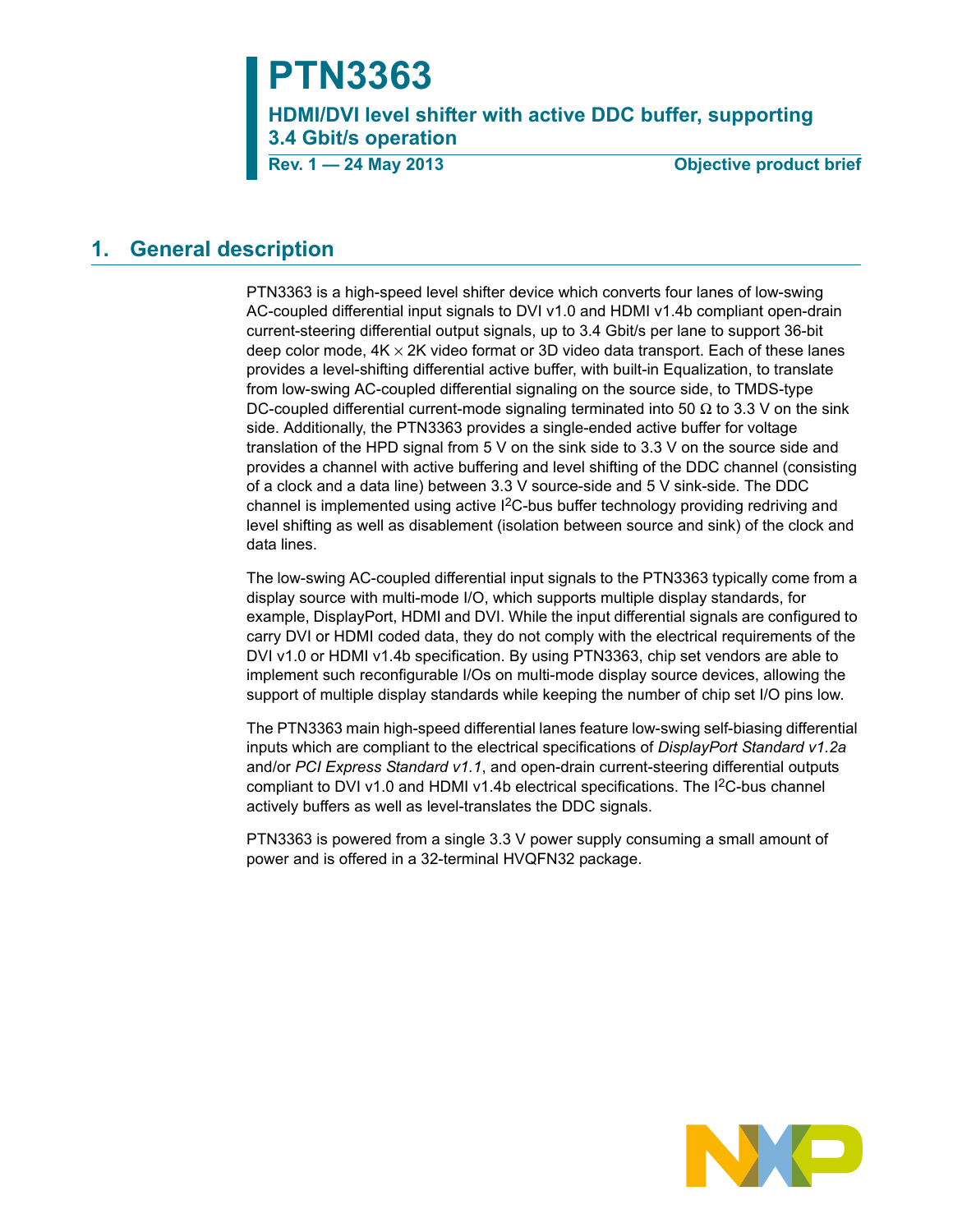# PTN3363

## HDMI/DVI level shifter with active DDC buffer, supporting 3.4 Gbit/s operation

**Rev. 1 — 24 May 2013** **Objective product brief**

## 1. General description

PTN3363 is a high-speed level shifter device which converts four lanes of low-swing AC-coupled differential input signals to DVI v1.0 and HDMI v1.4b compliant open-drain current-steering differential output signals, up to 3.4 Gbit/s per lane to support 36-bit deep color mode, 4K × 2K video format or 3D video data transport. Each of these lanes provides a level-shifting differential active buffer, with built-in Equalization, to translate from low-swing AC-coupled differential signaling on the source side, to TMDS-type DC-coupled differential current-mode signaling terminated into 50 Ω to 3.3 V on the sink side. Additionally, the PTN3363 provides a single-ended active buffer for voltage translation of the HPD signal from 5 V on the sink side to 3.3 V on the source side and provides a channel with active buffering and level shifting of the DDC channel (consisting of a clock and a data line) between 3.3 V source-side and 5 V sink-side. The DDC channel is implemented using active $I^2C$-bus buffer technology providing redriving and level shifting as well as disablement (isolation between source and sink) of the clock and data lines.

The low-swing AC-coupled differential input signals to the PTN3363 typically come from a display source with multi-mode I/O, which supports multiple display standards, for example, DisplayPort, HDMI and DVI. While the input differential signals are configured to carry DVI or HDMI coded data, they do not comply with the electrical requirements of the DVI v1.0 or HDMI v1.4b specification. By using PTN3363, chip set vendors are able to implement such reconfigurable I/Os on multi-mode display source devices, allowing the support of multiple display standards while keeping the number of chip set I/O pins low.

The PTN3363 main high-speed differential lanes feature low-swing self-biasing differential inputs which are compliant to the electrical specifications of *DisplayPort Standard v1.2a* and/or *PCI Express Standard v1.1*, and open-drain current-steering differential outputs compliant to DVI v1.0 and HDMI v1.4b electrical specifications. The $I^2C$-bus channel actively buffers as well as level-translates the DDC signals.

PTN3363 is powered from a single 3.3 V power supply consuming a small amount of power and is offered in a 32-terminal HVQFN32 package.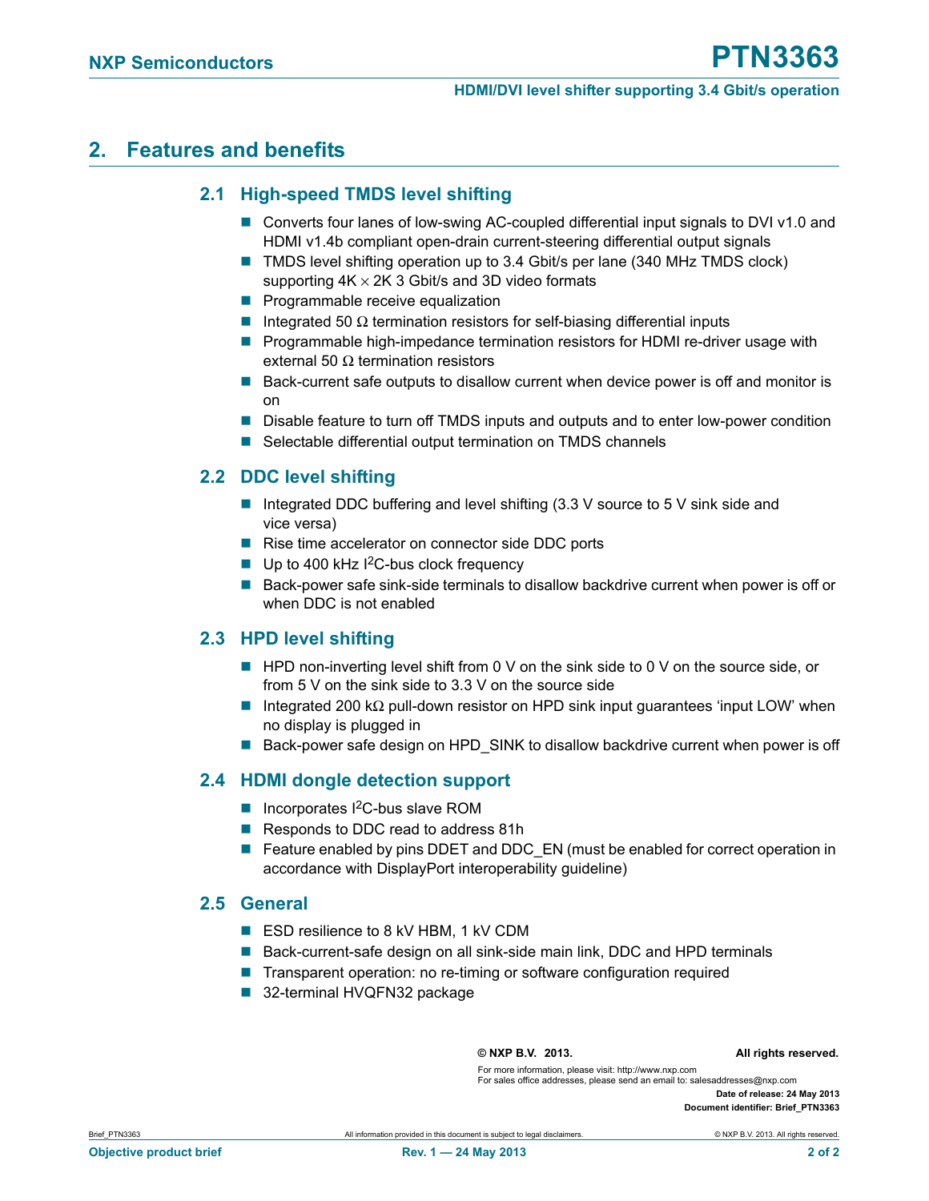## 2. Features and benefits

### 2.1 High-speed TMDS level shifting

- Converts four lanes of low-swing AC-coupled differential input signals to DVI v1.0 and HDMI v1.4b compliant open-drain current-steering differential output signals
- TMDS level shifting operation up to 3.4 Gbit/s per lane (340 MHz TMDS clock) supporting 4K × 2K 3 Gbit/s and 3D video formats
- Programmable receive equalization
- Integrated 50 Ω termination resistors for self-biasing differential inputs
- Programmable high-impedance termination resistors for HDMI re-driver usage with external 50 Ω termination resistors
- Back-current safe outputs to disallow current when device power is off and monitor is on
- Disable feature to turn off TMDS inputs and outputs and to enter low-power condition
- Selectable differential output termination on TMDS channels

### 2.2 DDC level shifting

- Integrated DDC buffering and level shifting (3.3 V source to 5 V sink side and vice versa)
- Rise time accelerator on connector side DDC ports
- Up to 400 kHz $I^2C$-bus clock frequency
- Back-power safe sink-side terminals to disallow backdrive current when power is off or when DDC is not enabled

### 2.3 HPD level shifting

- HPD non-inverting level shift from 0 V on the sink side to 0 V on the source side, or from 5 V on the sink side to 3.3 V on the source side
- Integrated 200 kΩ pull-down resistor on HPD sink input guarantees 'input LOW' when no display is plugged in
- Back-power safe design on HPD_SINK to disallow backdrive current when power is off

### 2.4 HDMI dongle detection support

- Incorporates $I^2C$-bus slave ROM
- Responds to DDC read to address 81h
- Feature enabled by pins DDET and DDC_EN (must be enabled for correct operation in accordance with DisplayPort interoperability guideline)

### 2.5 General

- ESD resilience to 8 kV HBM, 1 kV CDM
- Back-current-safe design on all sink-side main link, DDC and HPD terminals
- Transparent operation: no re-timing or software configuration required
- 32-terminal HVQFN32 package

**© NXP B.V. 2013. All rights reserved.**

For more information, please visit: http://www.nxp.com
For sales office addresses, please send an email to: salesaddresses@nxp.com

**Date of release: 24 May 2013**
**Document identifier: Brief_PTN3363**